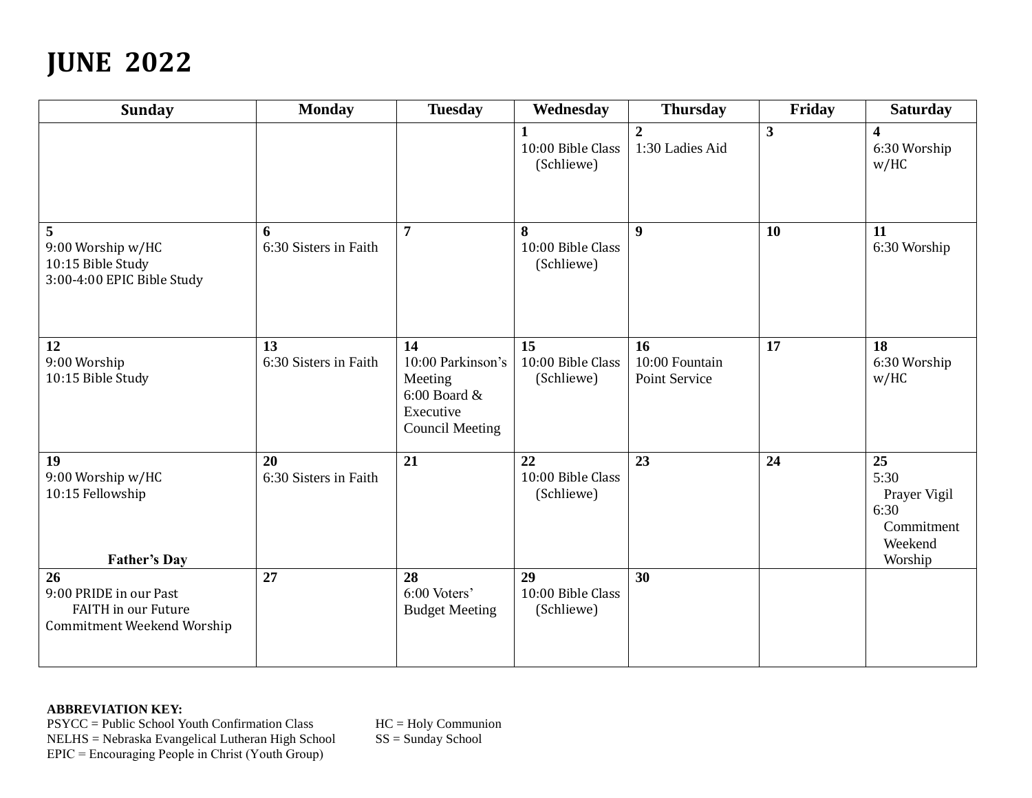# JUNE 2022

| Sunday | Monday | Tuesday | Wednesday | Thursday | Friday | Saturday |
|---|---|---|---|---|---|---|
| | | | **1**<br>10:00 Bible Class (Schliewe) | **2**<br>1:30 Ladies Aid | **3** | **4**<br>6:30 Worship w/HC |
| **5**<br>9:00 Worship w/HC<br>10:15 Bible Study<br>3:00-4:00 EPIC Bible Study | **6**<br>6:30 Sisters in Faith | **7** | **8**<br>10:00 Bible Class (Schliewe) | **9** | **10** | **11**<br>6:30 Worship |
| **12**<br>9:00 Worship<br>10:15 Bible Study | **13**<br>6:30 Sisters in Faith | **14**<br>10:00 Parkinson's Meeting<br>6:00 Board & Executive Council Meeting | **15**<br>10:00 Bible Class (Schliewe) | **16**<br>10:00 Fountain Point Service | **17** | **18**<br>6:30 Worship w/HC |
| **19**<br>9:00 Worship w/HC<br>10:15 Fellowship<br>**Father's Day** | **20**<br>6:30 Sisters in Faith | **21** | **22**<br>10:00 Bible Class (Schliewe) | **23** | **24** | **25**<br>5:30 Prayer Vigil<br>6:30 Commitment Weekend Worship |
| **26**<br>9:00 PRIDE in our Past FAITH in our Future<br>Commitment Weekend Worship | **27** | **28**<br>6:00 Voters' Budget Meeting | **29**<br>10:00 Bible Class (Schliewe) | **30** | | |

**ABBREVIATION KEY:**

PSYCC = Public School Youth Confirmation Class
NELHS = Nebraska Evangelical Lutheran High School
EPIC = Encouraging People in Christ (Youth Group)
HC = Holy Communion
SS = Sunday School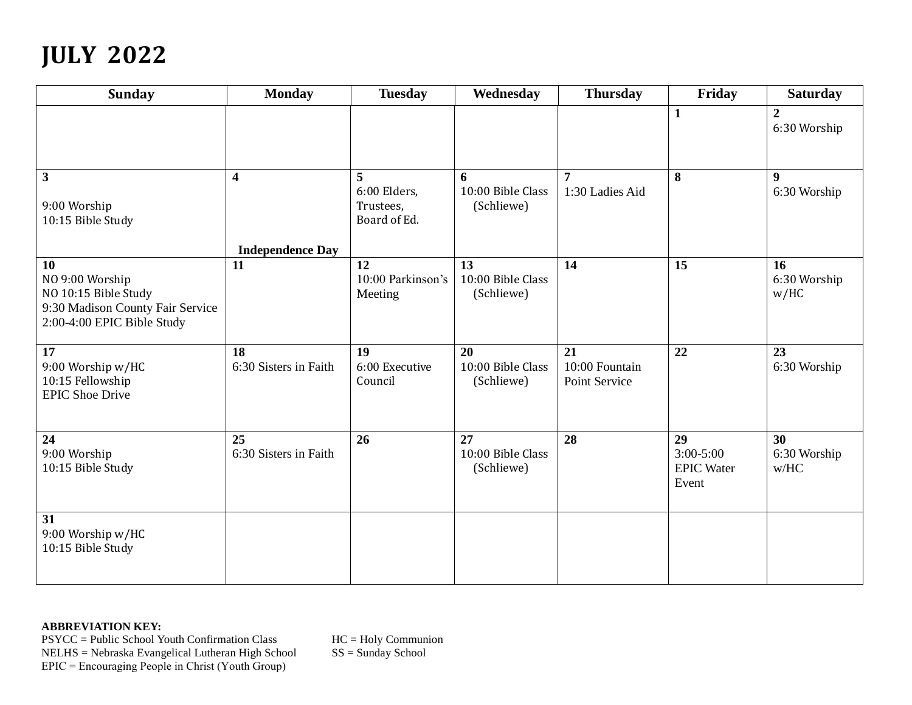# JULY 2022

| Sunday | Monday | Tuesday | Wednesday | Thursday | Friday | Saturday |
|---|---|---|---|---|---|---|
| | | | | | **1** | **2**<br>6:30 Worship |
| **3**<br><br>9:00 Worship<br>10:15 Bible Study | **4**<br><br><br><br>**Independence Day** | **5**<br>6:00 Elders, Trustees, Board of Ed. | **6**<br>10:00 Bible Class (Schliewe) | **7**<br>1:30 Ladies Aid | **8** | **9**<br>6:30 Worship |
| **10**<br>NO 9:00 Worship<br>NO 10:15 Bible Study<br>9:30 Madison County Fair Service<br>2:00-4:00 EPIC Bible Study | **11** | **12**<br>10:00 Parkinson's Meeting | **13**<br>10:00 Bible Class (Schliewe) | **14** | **15** | **16**<br>6:30 Worship w/HC |
| **17**<br>9:00 Worship w/HC<br>10:15 Fellowship<br>EPIC Shoe Drive | **18**<br>6:30 Sisters in Faith | **19**<br>6:00 Executive Council | **20**<br>10:00 Bible Class (Schliewe) | **21**<br>10:00 Fountain Point Service | **22** | **23**<br>6:30 Worship |
| **24**<br>9:00 Worship<br>10:15 Bible Study | **25**<br>6:30 Sisters in Faith | **26** | **27**<br>10:00 Bible Class (Schliewe) | **28** | **29**<br>3:00-5:00 EPIC Water Event | **30**<br>6:30 Worship w/HC |
| **31**<br>9:00 Worship w/HC<br>10:15 Bible Study | | | | | | |

**ABBREVIATION KEY:**
PSYCC = Public School Youth Confirmation Class
NELHS = Nebraska Evangelical Lutheran High School
EPIC = Encouraging People in Christ (Youth Group)
HC = Holy Communion
SS = Sunday School